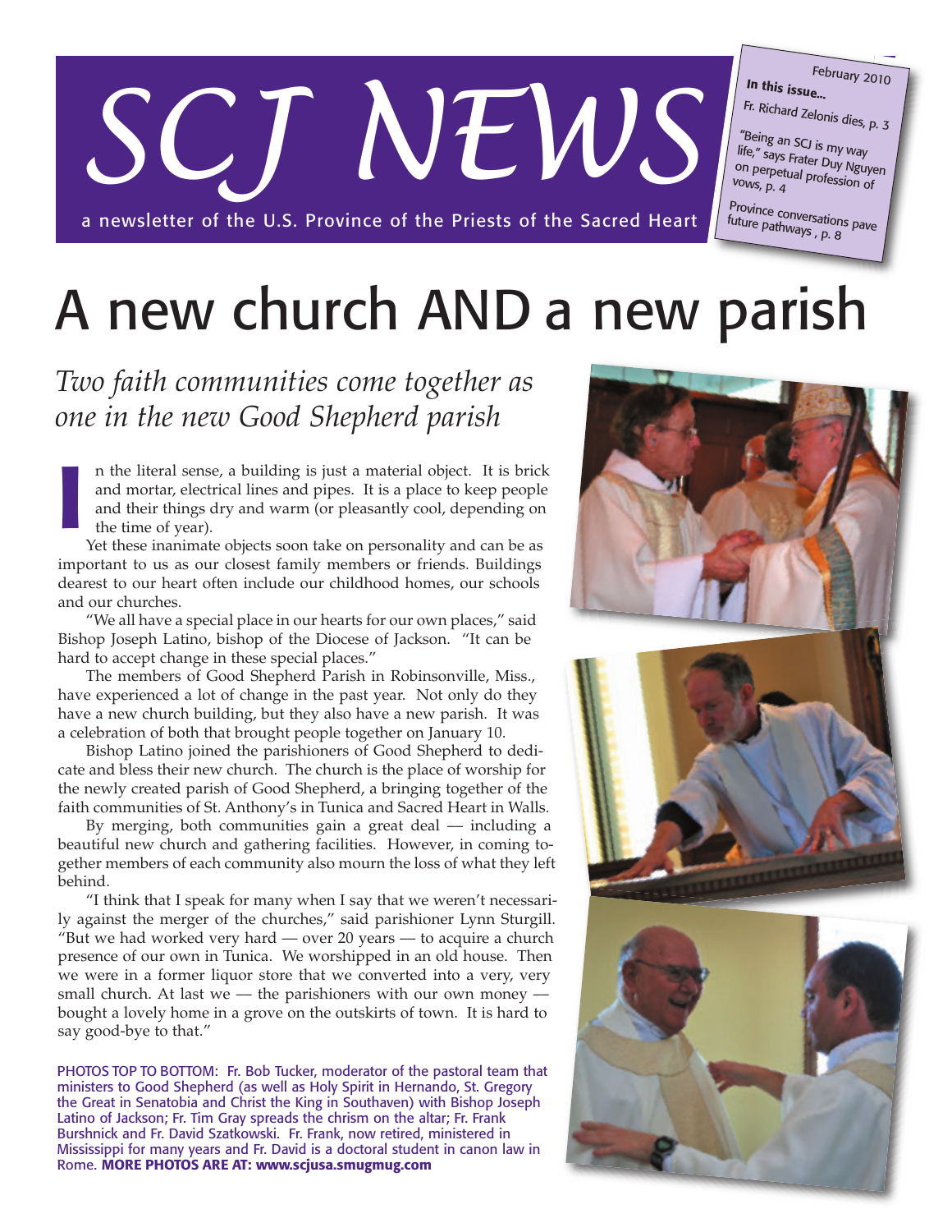# SCJ NEWS

a newsletter of the U.S. Province of the Priests of the Sacred Heart

February 2010

**In this issue...**

Fr. Richard Zelonis dies, p. 3

"Being an SCJ is my way life," says Frater Duy Nguyen on perpetual profession of vows, p. 4

Province conversations pave future pathways , p. 8

# A new church AND a new parish

## *Two faith communities come together as one in the new Good Shepherd parish*

In the literal sense, a building is just a material object. It is brick and mortar, electrical lines and pipes. It is a place to keep people and their things dry and warm (or pleasantly cool, depending on the time of year).

Yet these inanimate objects soon take on personality and can be as important to us as our closest family members or friends. Buildings dearest to our heart often include our childhood homes, our schools and our churches.

"We all have a special place in our hearts for our own places," said Bishop Joseph Latino, bishop of the Diocese of Jackson. "It can be hard to accept change in these special places."

The members of Good Shepherd Parish in Robinsonville, Miss., have experienced a lot of change in the past year. Not only do they have a new church building, but they also have a new parish. It was a celebration of both that brought people together on January 10.

Bishop Latino joined the parishioners of Good Shepherd to dedicate and bless their new church. The church is the place of worship for the newly created parish of Good Shepherd, a bringing together of the faith communities of St. Anthony's in Tunica and Sacred Heart in Walls.

By merging, both communities gain a great deal — including a beautiful new church and gathering facilities. However, in coming together members of each community also mourn the loss of what they left behind.

"I think that I speak for many when I say that we weren't necessarily against the merger of the churches," said parishioner Lynn Sturgill. "But we had worked very hard — over 20 years — to acquire a church presence of our own in Tunica. We worshipped in an old house. Then we were in a former liquor store that we converted into a very, very small church. At last we — the parishioners with our own money — bought a lovely home in a grove on the outskirts of town. It is hard to say good-bye to that."

PHOTOS TOP TO BOTTOM: Fr. Bob Tucker, moderator of the pastoral team that ministers to Good Shepherd (as well as Holy Spirit in Hernando, St. Gregory the Great in Senatobia and Christ the King in Southaven) with Bishop Joseph Latino of Jackson; Fr. Tim Gray spreads the chrism on the altar; Fr. Frank Burshnick and Fr. David Szatkowski. Fr. Frank, now retired, ministered in Mississippi for many years and Fr. David is a doctoral student in canon law in Rome. **MORE PHOTOS ARE AT: www.scjusa.smugmug.com**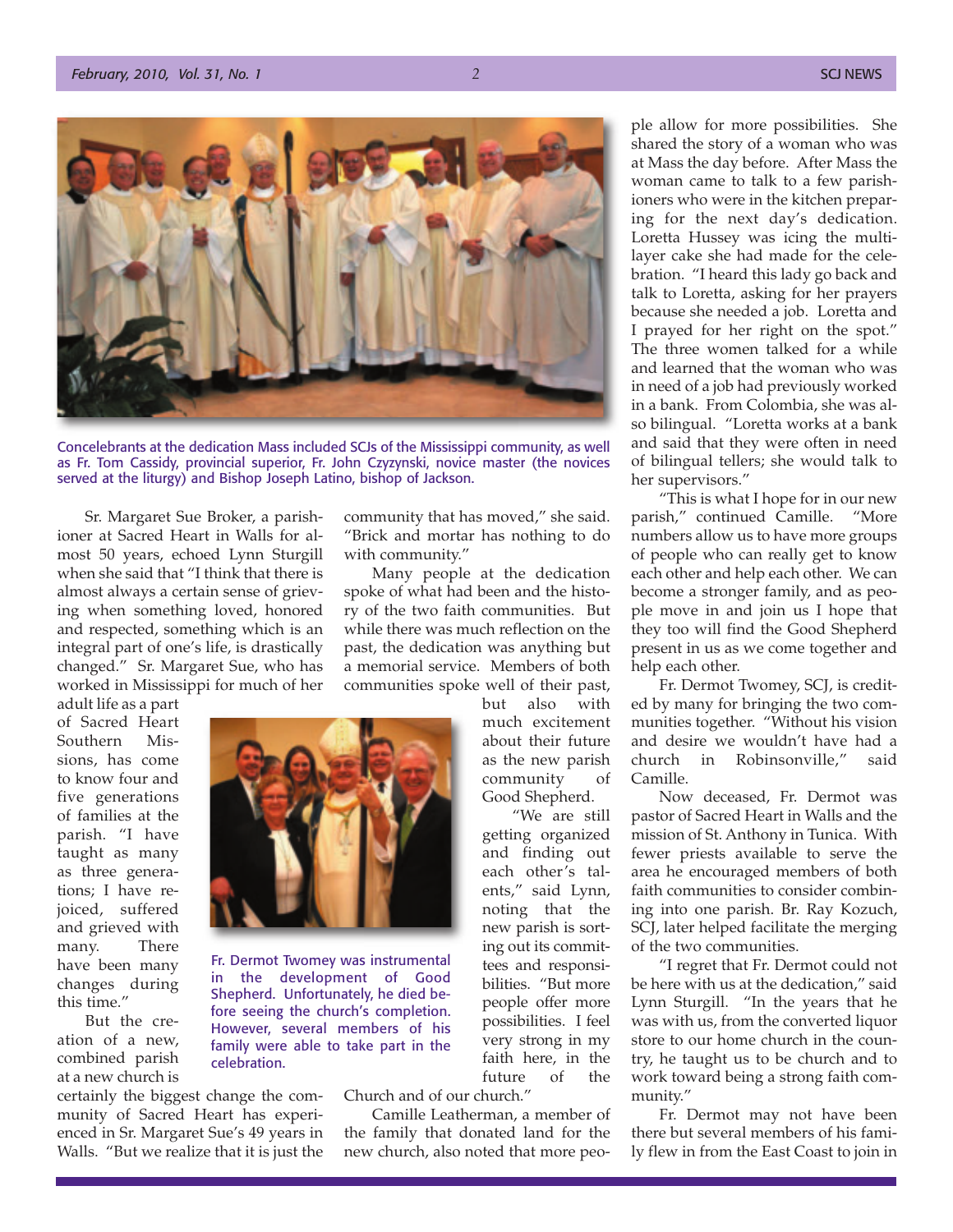Concelebrants at the dedication Mass included SCJs of the Mississippi community, as well as Fr. Tom Cassidy, provincial superior, Fr. John Czyzynski, novice master (the novices served at the liturgy) and Bishop Joseph Latino, bishop of Jackson.

Sr. Margaret Sue Broker, a parishioner at Sacred Heart in Walls for almost 50 years, echoed Lynn Sturgill when she said that "I think that there is almost always a certain sense of grieving when something loved, honored and respected, something which is an integral part of one's life, is drastically changed." Sr. Margaret Sue, who has worked in Mississippi for much of her adult life as a part of Sacred Heart Southern Missions, has come to know four and five generations of families at the parish. "I have taught as many as three generations; I have rejoiced, suffered and grieved with many. There have been many changes during this time."

But the creation of a new, combined parish at a new church is certainly the biggest change the community of Sacred Heart has experienced in Sr. Margaret Sue's 49 years in Walls. "But we realize that it is just the community that has moved," she said. "Brick and mortar has nothing to do with community."

Many people at the dedication spoke of what had been and the history of the two faith communities. But while there was much reflection on the past, the dedication was anything but a memorial service. Members of both communities spoke well of their past, but also with much excitement about their future as the new parish community of Good Shepherd.

"We are still getting organized and finding out each other's talents," said Lynn, noting that the new parish is sorting out its committees and responsibilities. "But more people offer more possibilities. I feel very strong in my faith here, in the future of the Church and of our church."

Fr. Dermot Twomey was instrumental in the development of Good Shepherd. Unfortunately, he died before seeing the church's completion. However, several members of his family were able to take part in the celebration.

Camille Leatherman, a member of the family that donated land for the new church, also noted that more people allow for more possibilities. She shared the story of a woman who was at Mass the day before. After Mass the woman came to talk to a few parishioners who were in the kitchen preparing for the next day's dedication. Loretta Hussey was icing the multilayer cake she had made for the celebration. "I heard this lady go back and talk to Loretta, asking for her prayers because she needed a job. Loretta and I prayed for her right on the spot." The three women talked for a while and learned that the woman who was in need of a job had previously worked in a bank. From Colombia, she was also bilingual. "Loretta works at a bank and said that they were often in need of bilingual tellers; she would talk to her supervisors."

"This is what I hope for in our new parish," continued Camille. "More numbers allow us to have more groups of people who can really get to know each other and help each other. We can become a stronger family, and as people move in and join us I hope that they too will find the Good Shepherd present in us as we come together and help each other.

Fr. Dermot Twomey, SCJ, is credited by many for bringing the two communities together. "Without his vision and desire we wouldn't have had a church in Robinsonville," said Camille.

Now deceased, Fr. Dermot was pastor of Sacred Heart in Walls and the mission of St. Anthony in Tunica. With fewer priests available to serve the area he encouraged members of both faith communities to consider combining into one parish. Br. Ray Kozuch, SCJ, later helped facilitate the merging of the two communities.

"I regret that Fr. Dermot could not be here with us at the dedication," said Lynn Sturgill. "In the years that he was with us, from the converted liquor store to our home church in the country, he taught us to be church and to work toward being a strong faith community."

Fr. Dermot may not have been there but several members of his family flew in from the East Coast to join in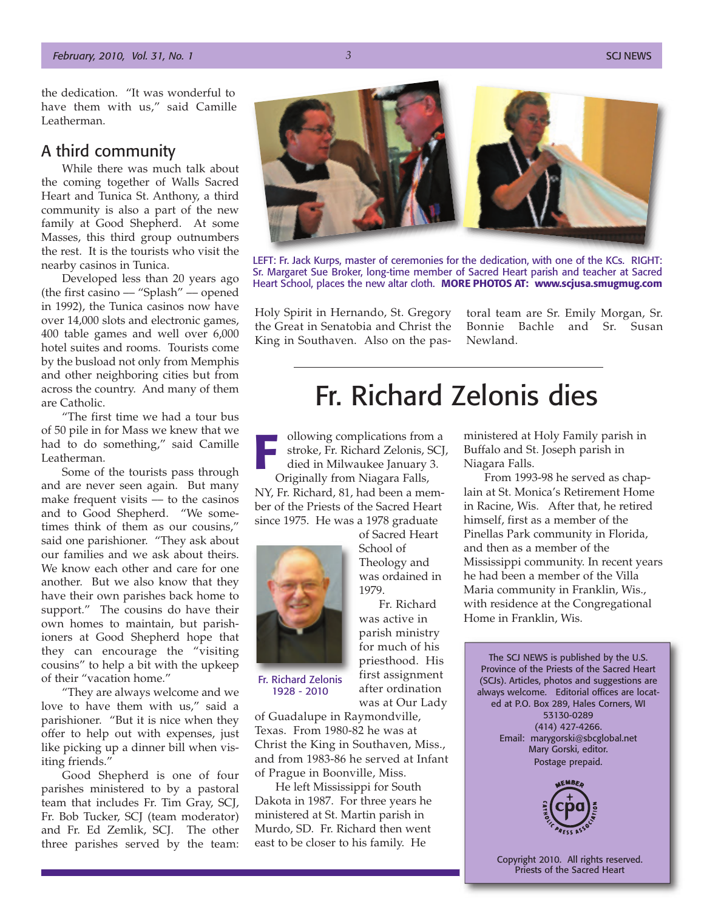the dedication. "It was wonderful to have them with us," said Camille Leatherman.

## A third community

While there was much talk about the coming together of Walls Sacred Heart and Tunica St. Anthony, a third community is also a part of the new family at Good Shepherd. At some Masses, this third group outnumbers the rest. It is the tourists who visit the nearby casinos in Tunica.

Developed less than 20 years ago (the first casino — "Splash" — opened in 1992), the Tunica casinos now have over 14,000 slots and electronic games, 400 table games and well over 6,000 hotel suites and rooms. Tourists come by the busload not only from Memphis and other neighboring cities but from across the country. And many of them are Catholic.

"The first time we had a tour bus of 50 pile in for Mass we knew that we had to do something," said Camille Leatherman.

Some of the tourists pass through and are never seen again. But many make frequent visits — to the casinos and to Good Shepherd. "We sometimes think of them as our cousins," said one parishioner. "They ask about our families and we ask about theirs. We know each other and care for one another. But we also know that they have their own parishes back home to support." The cousins do have their own homes to maintain, but parishioners at Good Shepherd hope that they can encourage the "visiting cousins" to help a bit with the upkeep of their "vacation home."

"They are always welcome and we love to have them with us," said a parishioner. "But it is nice when they offer to help out with expenses, just like picking up a dinner bill when visiting friends."

Good Shepherd is one of four parishes ministered to by a pastoral team that includes Fr. Tim Gray, SCJ, Fr. Bob Tucker, SCJ (team moderator) and Fr. Ed Zemlik, SCJ. The other three parishes served by the team: Holy Spirit in Hernando, St. Gregory the Great in Senatobia and Christ the King in Southaven. Also on the pastoral team are Sr. Emily Morgan, Sr. Bonnie Bachle and Sr. Susan Newland.

LEFT: Fr. Jack Kurps, master of ceremonies for the dedication, with one of the KCs. RIGHT: Sr. Margaret Sue Broker, long-time member of Sacred Heart parish and teacher at Sacred Heart School, places the new altar cloth. **MORE PHOTOS AT: www.scjusa.smugmug.com**

# Fr. Richard Zelonis dies

Following complications from a stroke, Fr. Richard Zelonis, SCJ, died in Milwaukee January 3.

Originally from Niagara Falls, NY, Fr. Richard, 81, had been a member of the Priests of the Sacred Heart since 1975. He was a 1978 graduate of Sacred Heart School of Theology and was ordained in 1979.

Fr. Richard Zelonis
1928 - 2010

Fr. Richard was active in parish ministry for much of his priesthood. His first assignment after ordination was at Our Lady of Guadalupe in Raymondville, Texas. From 1980-82 he was at Christ the King in Southaven, Miss., and from 1983-86 he served at Infant of Prague in Boonville, Miss.

He left Mississippi for South Dakota in 1987. For three years he ministered at St. Martin parish in Murdo, SD. Fr. Richard then went east to be closer to his family. He ministered at Holy Family parish in Buffalo and St. Joseph parish in Niagara Falls.

From 1993-98 he served as chaplain at St. Monica's Retirement Home in Racine, Wis. After that, he retired himself, first as a member of the Pinellas Park community in Florida, and then as a member of the Mississippi community. In recent years he had been a member of the Villa Maria community in Franklin, Wis., with residence at the Congregational Home in Franklin, Wis.

---

The SCJ NEWS is published by the U.S. Province of the Priests of the Sacred Heart (SCJs). Articles, photos and suggestions are always welcome. Editorial offices are located at P.O. Box 289, Hales Corners, WI 53130-0289
(414) 427-4266.
Email: marygorski@sbcglobal.net
Mary Gorski, editor.
Postage prepaid.

MEMBER CATHOLIC PRESS ASSOCIATION

Copyright 2010. All rights reserved.
Priests of the Sacred Heart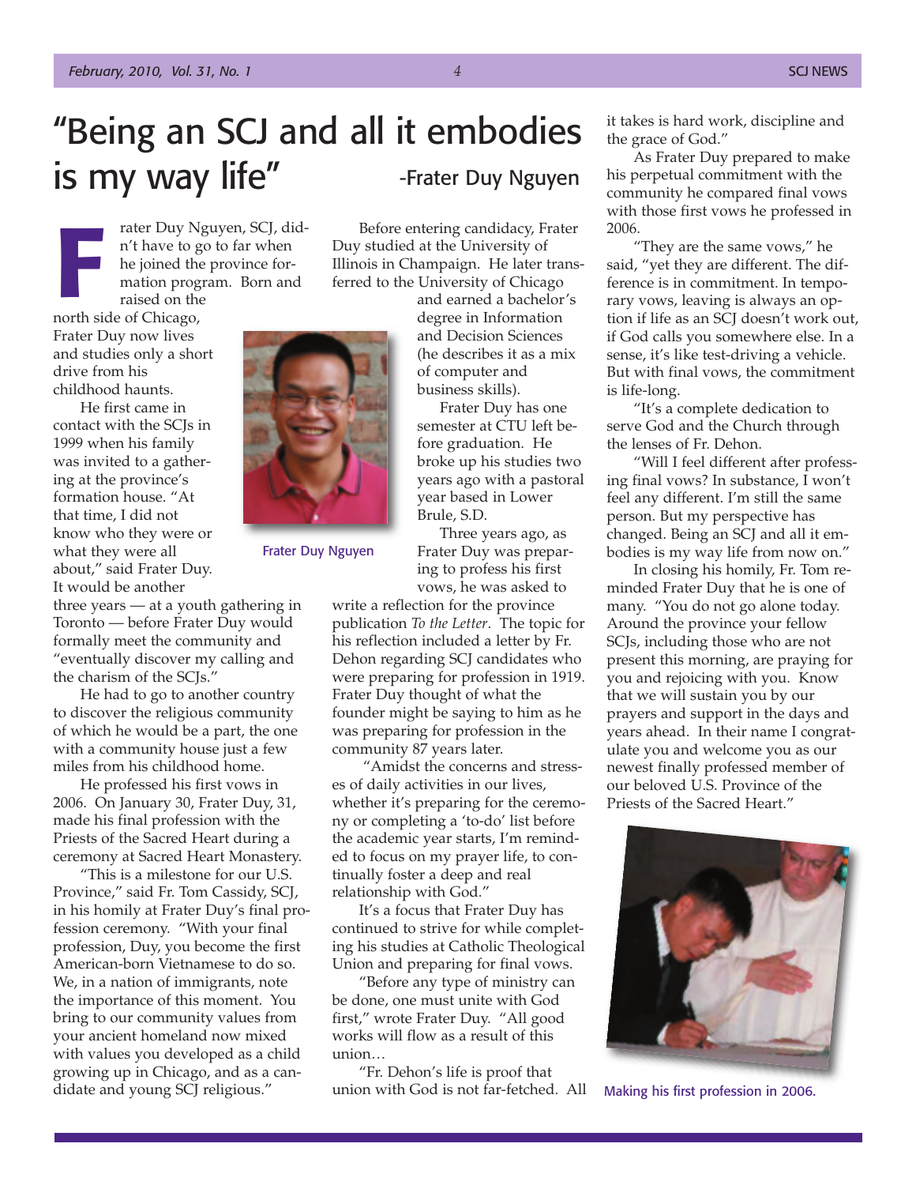# "Being an SCJ and all it embodies is my way life" -Frater Duy Nguyen

Frater Duy Nguyen, SCJ, didn't have to go to far when he joined the province formation program. Born and raised on the north side of Chicago, Frater Duy now lives and studies only a short drive from his childhood haunts.

He first came in contact with the SCJs in 1999 when his family was invited to a gathering at the province's formation house. "At that time, I did not know who they were or what they were all about," said Frater Duy. It would be another three years — at a youth gathering in Toronto — before Frater Duy would formally meet the community and "eventually discover my calling and the charism of the SCJs."

He had to go to another country to discover the religious community of which he would be a part, the one with a community house just a few miles from his childhood home.

He professed his first vows in 2006. On January 30, Frater Duy, 31, made his final profession with the Priests of the Sacred Heart during a ceremony at Sacred Heart Monastery.

"This is a milestone for our U.S. Province," said Fr. Tom Cassidy, SCJ, in his homily at Frater Duy's final profession ceremony. "With your final profession, Duy, you become the first American-born Vietnamese to do so. We, in a nation of immigrants, note the importance of this moment. You bring to our community values from your ancient homeland now mixed with values you developed as a child growing up in Chicago, and as a candidate and young SCJ religious."

Frater Duy Nguyen

Before entering candidacy, Frater Duy studied at the University of Illinois in Champaign. He later transferred to the University of Chicago and earned a bachelor's degree in Information and Decision Sciences (he describes it as a mix of computer and business skills).

Frater Duy has one semester at CTU left before graduation. He broke up his studies two years ago with a pastoral year based in Lower Brule, S.D.

Three years ago, as Frater Duy was preparing to profess his first vows, he was asked to write a reflection for the province publication *To the Letter*. The topic for his reflection included a letter by Fr. Dehon regarding SCJ candidates who were preparing for profession in 1919. Frater Duy thought of what the founder might be saying to him as he was preparing for profession in the community 87 years later.

"Amidst the concerns and stresses of daily activities in our lives, whether it's preparing for the ceremony or completing a 'to-do' list before the academic year starts, I'm reminded to focus on my prayer life, to continually foster a deep and real relationship with God."

It's a focus that Frater Duy has continued to strive for while completing his studies at Catholic Theological Union and preparing for final vows.

"Before any type of ministry can be done, one must unite with God first," wrote Frater Duy. "All good works will flow as a result of this union…

"Fr. Dehon's life is proof that union with God is not far-fetched. All it takes is hard work, discipline and the grace of God."

As Frater Duy prepared to make his perpetual commitment with the community he compared final vows with those first vows he professed in 2006.

"They are the same vows," he said, "yet they are different. The difference is in commitment. In temporary vows, leaving is always an option if life as an SCJ doesn't work out, if God calls you somewhere else. In a sense, it's like test-driving a vehicle. But with final vows, the commitment is life-long.

"It's a complete dedication to serve God and the Church through the lenses of Fr. Dehon.

"Will I feel different after professing final vows? In substance, I won't feel any different. I'm still the same person. But my perspective has changed. Being an SCJ and all it embodies is my way life from now on."

In closing his homily, Fr. Tom reminded Frater Duy that he is one of many. "You do not go alone today. Around the province your fellow SCJs, including those who are not present this morning, are praying for you and rejoicing with you. Know that we will sustain you by our prayers and support in the days and years ahead. In their name I congratulate you and welcome you as our newest finally professed member of our beloved U.S. Province of the Priests of the Sacred Heart."

Making his first profession in 2006.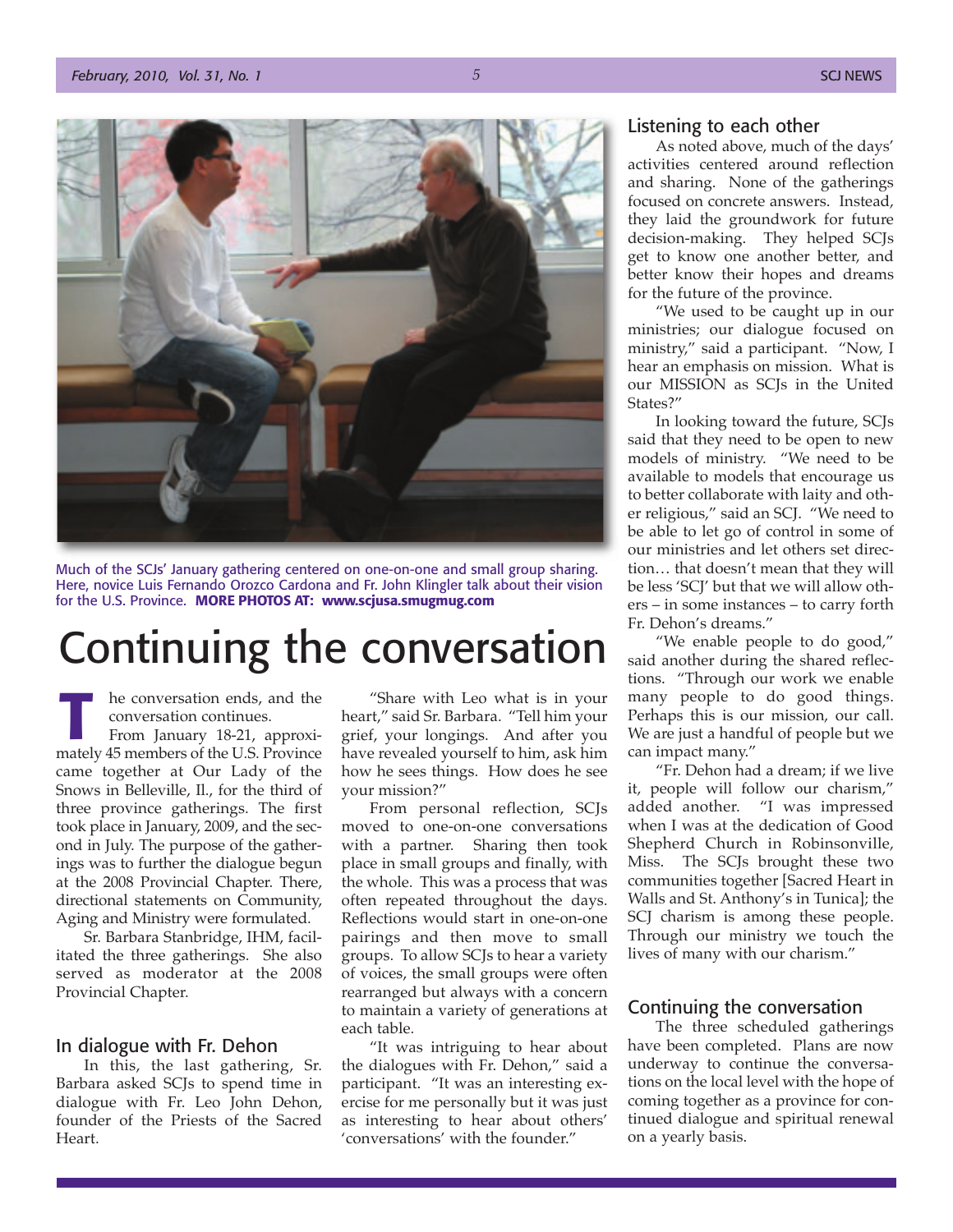Much of the SCJs' January gathering centered on one-on-one and small group sharing. Here, novice Luis Fernando Orozco Cardona and Fr. John Klingler talk about their vision for the U.S. Province. **MORE PHOTOS AT: www.scjusa.smugmug.com**

# Continuing the conversation

The conversation ends, and the conversation continues.

From January 18-21, approximately 45 members of the U.S. Province came together at Our Lady of the Snows in Belleville, Il., for the third of three province gatherings. The first took place in January, 2009, and the second in July. The purpose of the gatherings was to further the dialogue begun at the 2008 Provincial Chapter. There, directional statements on Community, Aging and Ministry were formulated.

Sr. Barbara Stanbridge, IHM, facilitated the three gatherings. She also served as moderator at the 2008 Provincial Chapter.

## In dialogue with Fr. Dehon

In this, the last gathering, Sr. Barbara asked SCJs to spend time in dialogue with Fr. Leo John Dehon, founder of the Priests of the Sacred Heart.

"Share with Leo what is in your heart," said Sr. Barbara. "Tell him your grief, your longings. And after you have revealed yourself to him, ask him how he sees things. How does he see your mission?"

From personal reflection, SCJs moved to one-on-one conversations with a partner. Sharing then took place in small groups and finally, with the whole. This was a process that was often repeated throughout the days. Reflections would start in one-on-one pairings and then move to small groups. To allow SCJs to hear a variety of voices, the small groups were often rearranged but always with a concern to maintain a variety of generations at each table.

"It was intriguing to hear about the dialogues with Fr. Dehon," said a participant. "It was an interesting exercise for me personally but it was just as interesting to hear about others' 'conversations' with the founder."

## Listening to each other

As noted above, much of the days' activities centered around reflection and sharing. None of the gatherings focused on concrete answers. Instead, they laid the groundwork for future decision-making. They helped SCJs get to know one another better, and better know their hopes and dreams for the future of the province.

"We used to be caught up in our ministries; our dialogue focused on ministry," said a participant. "Now, I hear an emphasis on mission. What is our MISSION as SCJs in the United States?"

In looking toward the future, SCJs said that they need to be open to new models of ministry. "We need to be available to models that encourage us to better collaborate with laity and other religious," said an SCJ. "We need to be able to let go of control in some of our ministries and let others set direction… that doesn't mean that they will be less 'SCJ' but that we will allow others – in some instances – to carry forth Fr. Dehon's dreams."

"We enable people to do good," said another during the shared reflections. "Through our work we enable many people to do good things. Perhaps this is our mission, our call. We are just a handful of people but we can impact many."

"Fr. Dehon had a dream; if we live it, people will follow our charism," added another. "I was impressed when I was at the dedication of Good Shepherd Church in Robinsonville, Miss. The SCJs brought these two communities together [Sacred Heart in Walls and St. Anthony's in Tunica]; the SCJ charism is among these people. Through our ministry we touch the lives of many with our charism."

## Continuing the conversation

The three scheduled gatherings have been completed. Plans are now underway to continue the conversations on the local level with the hope of coming together as a province for continued dialogue and spiritual renewal on a yearly basis.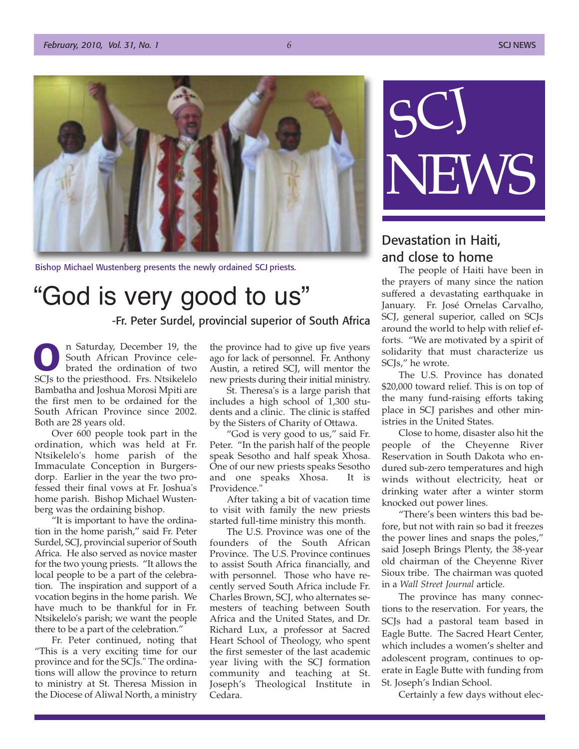Bishop Michael Wustenberg presents the newly ordained SCJ priests.

# "God is very good to us"

-Fr. Peter Surdel, provincial superior of South Africa

On Saturday, December 19, the South African Province celebrated the ordination of two SCJs to the priesthood. Frs. Ntsikelelo Bambatha and Joshua Morosi Mpiti are the first men to be ordained for the South African Province since 2002. Both are 28 years old.

Over 600 people took part in the ordination, which was held at Fr. Ntsikelelo's home parish of the Immaculate Conception in Burgersdorp. Earlier in the year the two professed their final vows at Fr. Joshua's home parish. Bishop Michael Wustenberg was the ordaining bishop.

"It is important to have the ordination in the home parish," said Fr. Peter Surdel, SCJ, provincial superior of South Africa. He also served as novice master for the two young priests. "It allows the local people to be a part of the celebration. The inspiration and support of a vocation begins in the home parish. We have much to be thankful for in Fr. Ntsikelelo's parish; we want the people there to be a part of the celebration."

Fr. Peter continued, noting that "This is a very exciting time for our province and for the SCJs." The ordinations will allow the province to return to ministry at St. Theresa Mission in the Diocese of Aliwal North, a ministry the province had to give up five years ago for lack of personnel. Fr. Anthony Austin, a retired SCJ, will mentor the new priests during their initial ministry.

St. Theresa's is a large parish that includes a high school of 1,300 students and a clinic. The clinic is staffed by the Sisters of Charity of Ottawa.

"God is very good to us," said Fr. Peter. "In the parish half of the people speak Sesotho and half speak Xhosa. One of our new priests speaks Sesotho and one speaks Xhosa. It is Providence."

After taking a bit of vacation time to visit with family the new priests started full-time ministry this month.

The U.S. Province was one of the founders of the South African Province. The U.S. Province continues to assist South Africa financially, and with personnel. Those who have recently served South Africa include Fr. Charles Brown, SCJ, who alternates semesters of teaching between South Africa and the United States, and Dr. Richard Lux, a professor at Sacred Heart School of Theology, who spent the first semester of the last academic year living with the SCJ formation community and teaching at St. Joseph's Theological Institute in Cedara.

SCJ NEWS

## Devastation in Haiti, and close to home

The people of Haiti have been in the prayers of many since the nation suffered a devastating earthquake in January. Fr. José Ornelas Carvalho, SCJ, general superior, called on SCJs around the world to help with relief efforts. "We are motivated by a spirit of solidarity that must characterize us SCJs," he wrote.

The U.S. Province has donated $20,000 toward relief. This is on top of the many fund-raising efforts taking place in SCJ parishes and other ministries in the United States.

Close to home, disaster also hit the people of the Cheyenne River Reservation in South Dakota who endured sub-zero temperatures and high winds without electricity, heat or drinking water after a winter storm knocked out power lines.

"There's been winters this bad before, but not with rain so bad it freezes the power lines and snaps the poles," said Joseph Brings Plenty, the 38-year old chairman of the Cheyenne River Sioux tribe. The chairman was quoted in a *Wall Street Journal* article.

The province has many connections to the reservation. For years, the SCJs had a pastoral team based in Eagle Butte. The Sacred Heart Center, which includes a women's shelter and adolescent program, continues to operate in Eagle Butte with funding from St. Joseph's Indian School.

Certainly a few days without elec-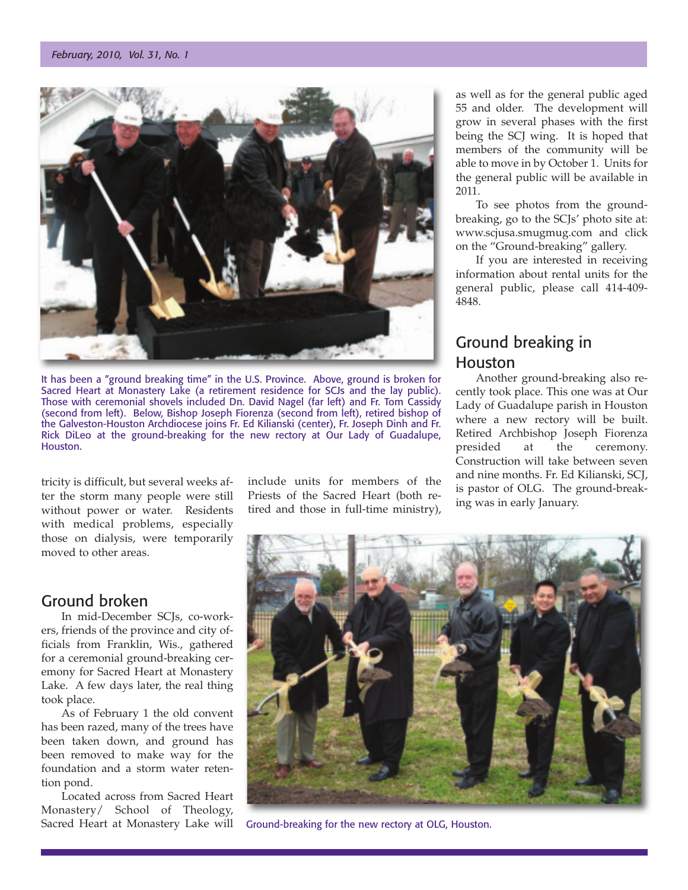It has been a "ground breaking time" in the U.S. Province. Above, ground is broken for Sacred Heart at Monastery Lake (a retirement residence for SCJs and the lay public). Those with ceremonial shovels included Dn. David Nagel (far left) and Fr. Tom Cassidy (second from left). Below, Bishop Joseph Fiorenza (second from left), retired bishop of the Galveston-Houston Archdiocese joins Fr. Ed Kilianski (center), Fr. Joseph Dinh and Fr. Rick DiLeo at the ground-breaking for the new rectory at Our Lady of Guadalupe, Houston.

tricity is difficult, but several weeks after the storm many people were still without power or water. Residents with medical problems, especially those on dialysis, were temporarily moved to other areas.

## Ground broken

In mid-December SCJs, co-workers, friends of the province and city officials from Franklin, Wis., gathered for a ceremonial ground-breaking ceremony for Sacred Heart at Monastery Lake. A few days later, the real thing took place.

As of February 1 the old convent has been razed, many of the trees have been taken down, and ground has been removed to make way for the foundation and a storm water retention pond.

Located across from Sacred Heart Monastery/ School of Theology, Sacred Heart at Monastery Lake will include units for members of the Priests of the Sacred Heart (both retired and those in full-time ministry), as well as for the general public aged 55 and older. The development will grow in several phases with the first being the SCJ wing. It is hoped that members of the community will be able to move in by October 1. Units for the general public will be available in 2011.

To see photos from the ground-breaking, go to the SCJs' photo site at: www.scjusa.smugmug.com and click on the "Ground-breaking" gallery.

If you are interested in receiving information about rental units for the general public, please call 414-409-4848.

## Ground breaking in Houston

Another ground-breaking also recently took place. This one was at Our Lady of Guadalupe parish in Houston where a new rectory will be built. Retired Archbishop Joseph Fiorenza presided at the ceremony. Construction will take between seven and nine months. Fr. Ed Kilianski, SCJ, is pastor of OLG. The ground-breaking was in early January.

Ground-breaking for the new rectory at OLG, Houston.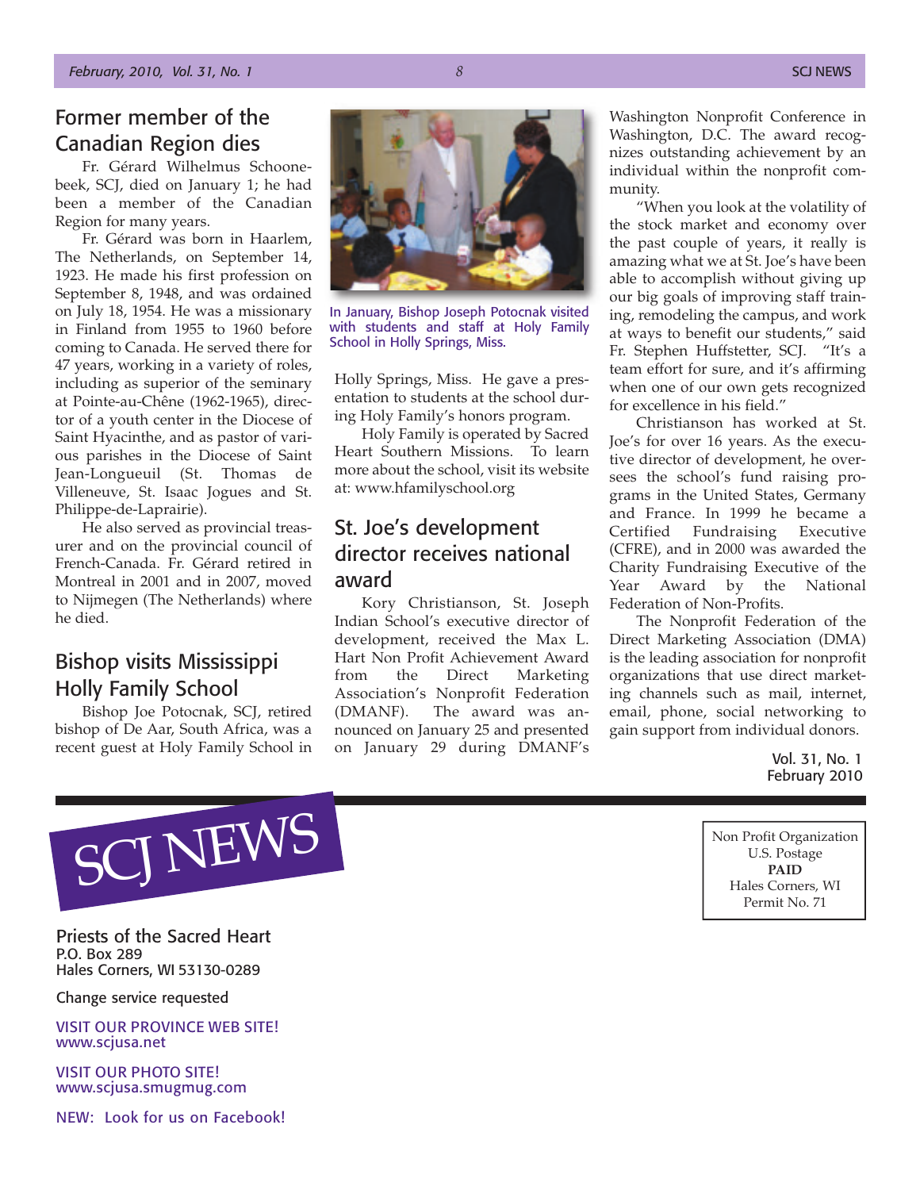## Former member of the Canadian Region dies

Fr. Gérard Wilhelmus Schoonebeek, SCJ, died on January 1; he had been a member of the Canadian Region for many years.

Fr. Gérard was born in Haarlem, The Netherlands, on September 14, 1923. He made his first profession on September 8, 1948, and was ordained on July 18, 1954. He was a missionary in Finland from 1955 to 1960 before coming to Canada. He served there for 47 years, working in a variety of roles, including as superior of the seminary at Pointe-au-Chêne (1962-1965), director of a youth center in the Diocese of Saint Hyacinthe, and as pastor of various parishes in the Diocese of Saint Jean-Longueuil (St. Thomas de Villeneuve, St. Isaac Jogues and St. Philippe-de-Laprairie).

He also served as provincial treasurer and on the provincial council of French-Canada. Fr. Gérard retired in Montreal in 2001 and in 2007, moved to Nijmegen (The Netherlands) where he died.

## Bishop visits Mississippi Holly Family School

Bishop Joe Potocnak, SCJ, retired bishop of De Aar, South Africa, was a recent guest at Holy Family School in Holly Springs, Miss. He gave a presentation to students at the school during Holy Family's honors program.

In January, Bishop Joseph Potocnak visited with students and staff at Holy Family School in Holly Springs, Miss.

Holy Family is operated by Sacred Heart Southern Missions. To learn more about the school, visit its website at: www.hfamilyschool.org

## St. Joe's development director receives national award

Kory Christianson, St. Joseph Indian School's executive director of development, received the Max L. Hart Non Profit Achievement Award from the Direct Marketing Association's Nonprofit Federation (DMANF). The award was announced on January 25 and presented on January 29 during DMANF's Washington Nonprofit Conference in Washington, D.C. The award recognizes outstanding achievement by an individual within the nonprofit community.

"When you look at the volatility of the stock market and economy over the past couple of years, it really is amazing what we at St. Joe's have been able to accomplish without giving up our big goals of improving staff training, remodeling the campus, and work at ways to benefit our students," said Fr. Stephen Huffstetter, SCJ. "It's a team effort for sure, and it's affirming when one of our own gets recognized for excellence in his field."

Christianson has worked at St. Joe's for over 16 years. As the executive director of development, he oversees the school's fund raising programs in the United States, Germany and France. In 1999 he became a Certified Fundraising Executive (CFRE), and in 2000 was awarded the Charity Fundraising Executive of the Year Award by the National Federation of Non-Profits.

The Nonprofit Federation of the Direct Marketing Association (DMA) is the leading association for nonprofit organizations that use direct marketing channels such as mail, internet, email, phone, social networking to gain support from individual donors.

Vol. 31, No. 1
February 2010

SCJ NEWS

Priests of the Sacred Heart
P.O. Box 289
Hales Corners, WI 53130-0289

Change service requested

VISIT OUR PROVINCE WEB SITE!
www.scjusa.net

VISIT OUR PHOTO SITE!
www.scjusa.smugmug.com

NEW: Look for us on Facebook!

Non Profit Organization
U.S. Postage
**PAID**
Hales Corners, WI
Permit No. 71